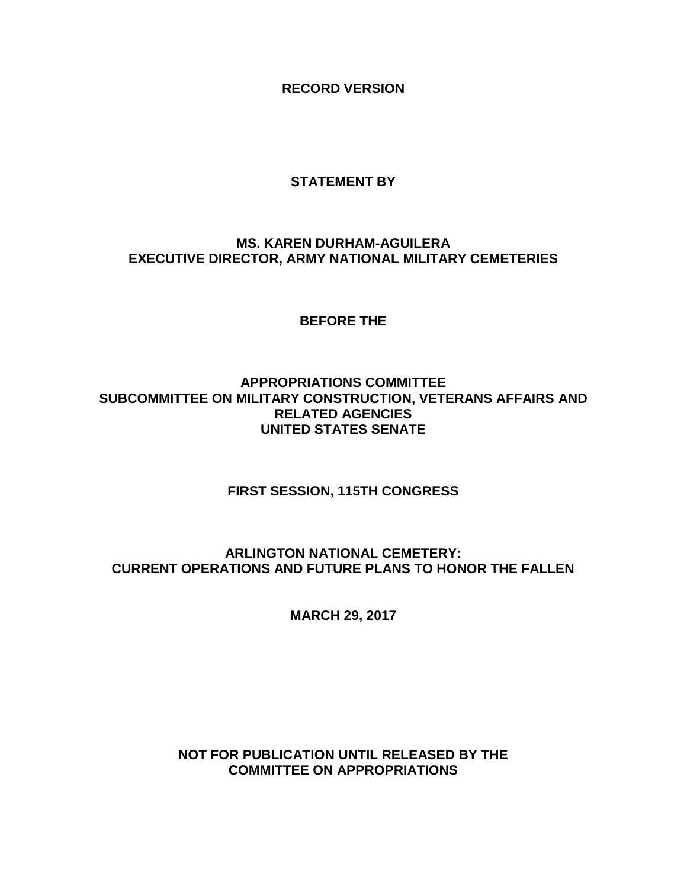**RECORD VERSION**

**STATEMENT BY**

**MS. KAREN DURHAM-AGUILERA**
**EXECUTIVE DIRECTOR, ARMY NATIONAL MILITARY CEMETERIES**

**BEFORE THE**

**APPROPRIATIONS COMMITTEE**
**SUBCOMMITTEE ON MILITARY CONSTRUCTION, VETERANS AFFAIRS AND RELATED AGENCIES**
**UNITED STATES SENATE**

**FIRST SESSION, 115TH CONGRESS**

**ARLINGTON NATIONAL CEMETERY:**
**CURRENT OPERATIONS AND FUTURE PLANS TO HONOR THE FALLEN**

**MARCH 29, 2017**

**NOT FOR PUBLICATION UNTIL RELEASED BY THE COMMITTEE ON APPROPRIATIONS**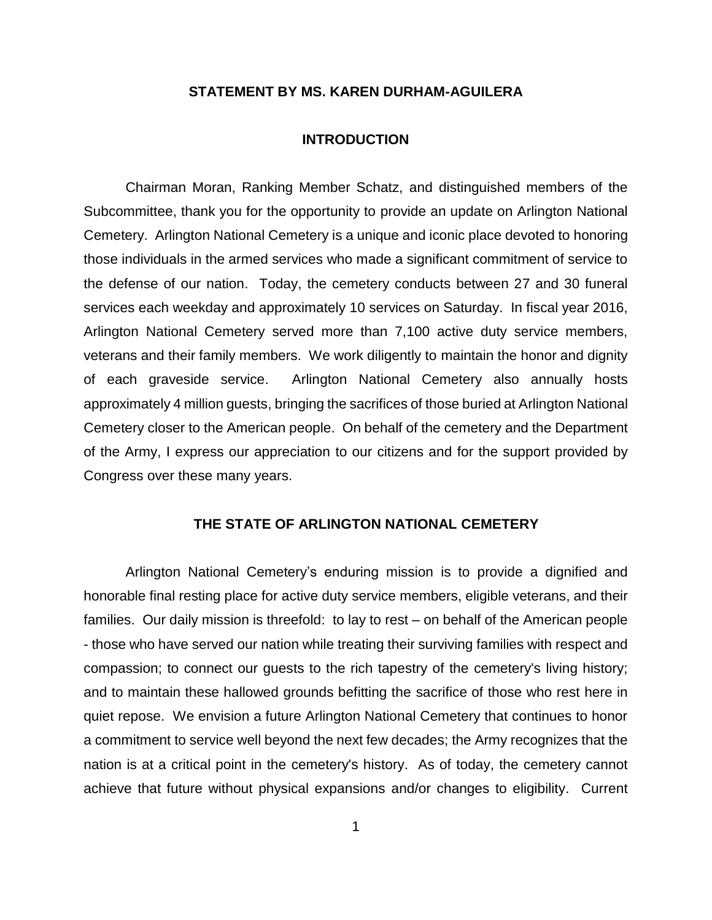## STATEMENT BY MS. KAREN DURHAM-AGUILERA

## INTRODUCTION

Chairman Moran, Ranking Member Schatz, and distinguished members of the Subcommittee, thank you for the opportunity to provide an update on Arlington National Cemetery. Arlington National Cemetery is a unique and iconic place devoted to honoring those individuals in the armed services who made a significant commitment of service to the defense of our nation. Today, the cemetery conducts between 27 and 30 funeral services each weekday and approximately 10 services on Saturday. In fiscal year 2016, Arlington National Cemetery served more than 7,100 active duty service members, veterans and their family members. We work diligently to maintain the honor and dignity of each graveside service. Arlington National Cemetery also annually hosts approximately 4 million guests, bringing the sacrifices of those buried at Arlington National Cemetery closer to the American people. On behalf of the cemetery and the Department of the Army, I express our appreciation to our citizens and for the support provided by Congress over these many years.

## THE STATE OF ARLINGTON NATIONAL CEMETERY

Arlington National Cemetery's enduring mission is to provide a dignified and honorable final resting place for active duty service members, eligible veterans, and their families. Our daily mission is threefold: to lay to rest – on behalf of the American people - those who have served our nation while treating their surviving families with respect and compassion; to connect our guests to the rich tapestry of the cemetery's living history; and to maintain these hallowed grounds befitting the sacrifice of those who rest here in quiet repose. We envision a future Arlington National Cemetery that continues to honor a commitment to service well beyond the next few decades; the Army recognizes that the nation is at a critical point in the cemetery's history. As of today, the cemetery cannot achieve that future without physical expansions and/or changes to eligibility. Current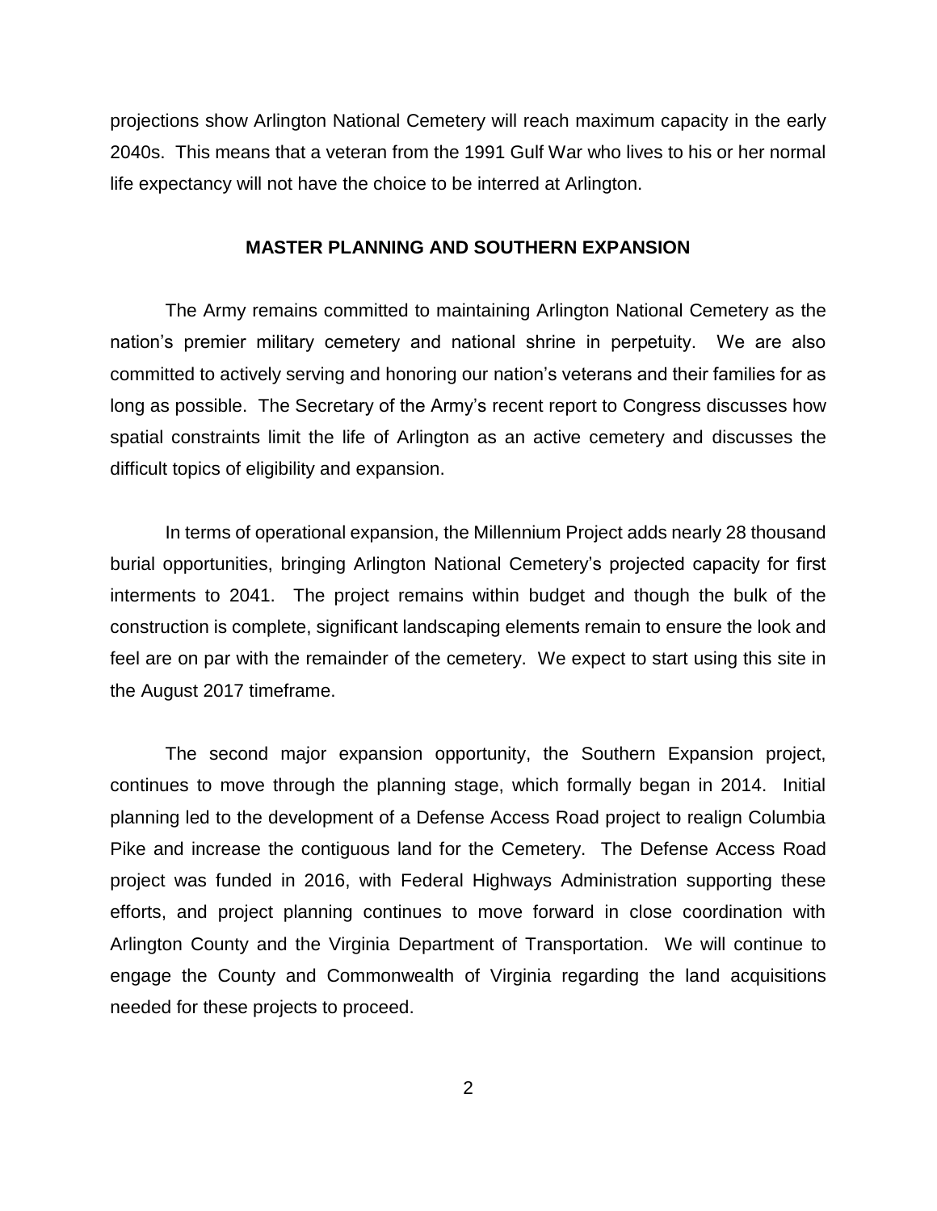projections show Arlington National Cemetery will reach maximum capacity in the early 2040s. This means that a veteran from the 1991 Gulf War who lives to his or her normal life expectancy will not have the choice to be interred at Arlington.

## MASTER PLANNING AND SOUTHERN EXPANSION

The Army remains committed to maintaining Arlington National Cemetery as the nation's premier military cemetery and national shrine in perpetuity. We are also committed to actively serving and honoring our nation's veterans and their families for as long as possible. The Secretary of the Army's recent report to Congress discusses how spatial constraints limit the life of Arlington as an active cemetery and discusses the difficult topics of eligibility and expansion.

In terms of operational expansion, the Millennium Project adds nearly 28 thousand burial opportunities, bringing Arlington National Cemetery's projected capacity for first interments to 2041. The project remains within budget and though the bulk of the construction is complete, significant landscaping elements remain to ensure the look and feel are on par with the remainder of the cemetery. We expect to start using this site in the August 2017 timeframe.

The second major expansion opportunity, the Southern Expansion project, continues to move through the planning stage, which formally began in 2014. Initial planning led to the development of a Defense Access Road project to realign Columbia Pike and increase the contiguous land for the Cemetery. The Defense Access Road project was funded in 2016, with Federal Highways Administration supporting these efforts, and project planning continues to move forward in close coordination with Arlington County and the Virginia Department of Transportation. We will continue to engage the County and Commonwealth of Virginia regarding the land acquisitions needed for these projects to proceed.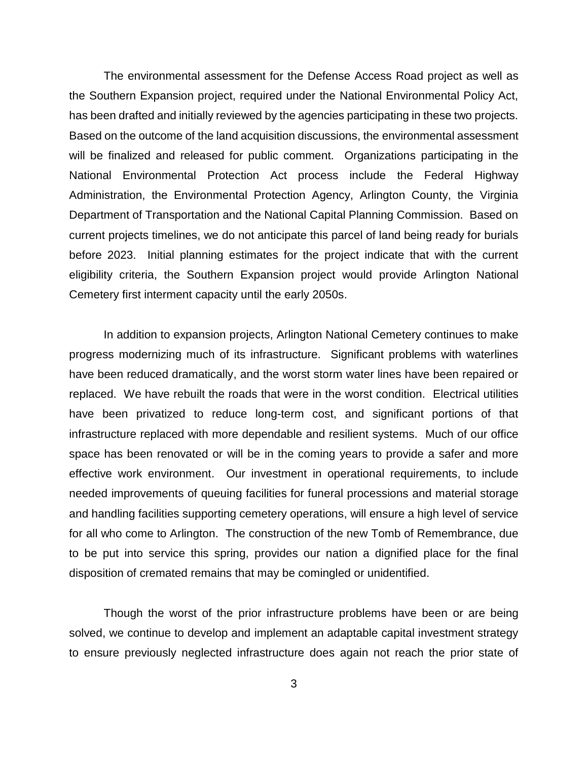The environmental assessment for the Defense Access Road project as well as the Southern Expansion project, required under the National Environmental Policy Act, has been drafted and initially reviewed by the agencies participating in these two projects. Based on the outcome of the land acquisition discussions, the environmental assessment will be finalized and released for public comment. Organizations participating in the National Environmental Protection Act process include the Federal Highway Administration, the Environmental Protection Agency, Arlington County, the Virginia Department of Transportation and the National Capital Planning Commission. Based on current projects timelines, we do not anticipate this parcel of land being ready for burials before 2023. Initial planning estimates for the project indicate that with the current eligibility criteria, the Southern Expansion project would provide Arlington National Cemetery first interment capacity until the early 2050s.

In addition to expansion projects, Arlington National Cemetery continues to make progress modernizing much of its infrastructure. Significant problems with waterlines have been reduced dramatically, and the worst storm water lines have been repaired or replaced. We have rebuilt the roads that were in the worst condition. Electrical utilities have been privatized to reduce long-term cost, and significant portions of that infrastructure replaced with more dependable and resilient systems. Much of our office space has been renovated or will be in the coming years to provide a safer and more effective work environment. Our investment in operational requirements, to include needed improvements of queuing facilities for funeral processions and material storage and handling facilities supporting cemetery operations, will ensure a high level of service for all who come to Arlington. The construction of the new Tomb of Remembrance, due to be put into service this spring, provides our nation a dignified place for the final disposition of cremated remains that may be comingled or unidentified.

Though the worst of the prior infrastructure problems have been or are being solved, we continue to develop and implement an adaptable capital investment strategy to ensure previously neglected infrastructure does again not reach the prior state of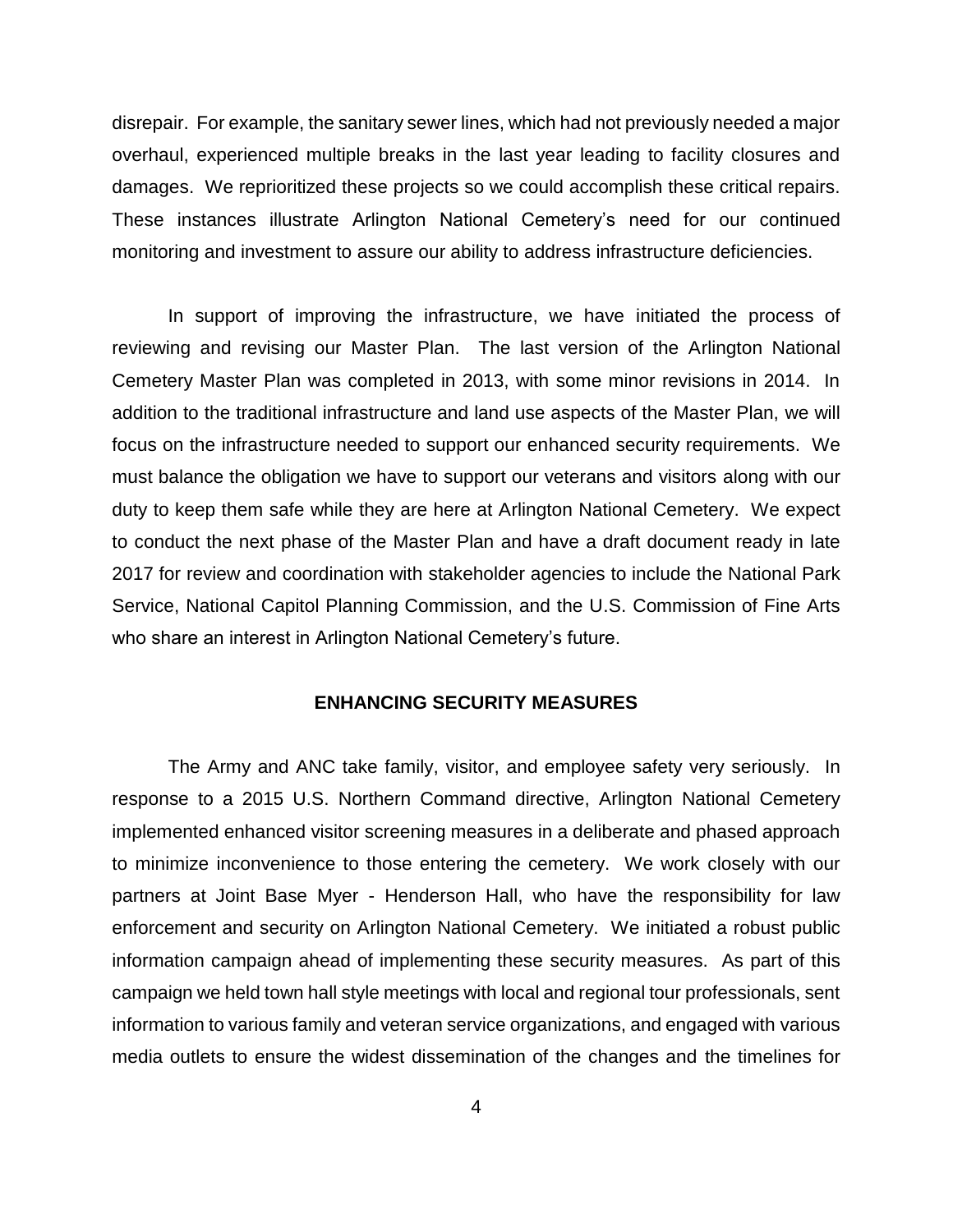disrepair. For example, the sanitary sewer lines, which had not previously needed a major overhaul, experienced multiple breaks in the last year leading to facility closures and damages. We reprioritized these projects so we could accomplish these critical repairs. These instances illustrate Arlington National Cemetery's need for our continued monitoring and investment to assure our ability to address infrastructure deficiencies.

In support of improving the infrastructure, we have initiated the process of reviewing and revising our Master Plan. The last version of the Arlington National Cemetery Master Plan was completed in 2013, with some minor revisions in 2014. In addition to the traditional infrastructure and land use aspects of the Master Plan, we will focus on the infrastructure needed to support our enhanced security requirements. We must balance the obligation we have to support our veterans and visitors along with our duty to keep them safe while they are here at Arlington National Cemetery. We expect to conduct the next phase of the Master Plan and have a draft document ready in late 2017 for review and coordination with stakeholder agencies to include the National Park Service, National Capitol Planning Commission, and the U.S. Commission of Fine Arts who share an interest in Arlington National Cemetery's future.

## ENHANCING SECURITY MEASURES

The Army and ANC take family, visitor, and employee safety very seriously. In response to a 2015 U.S. Northern Command directive, Arlington National Cemetery implemented enhanced visitor screening measures in a deliberate and phased approach to minimize inconvenience to those entering the cemetery. We work closely with our partners at Joint Base Myer - Henderson Hall, who have the responsibility for law enforcement and security on Arlington National Cemetery. We initiated a robust public information campaign ahead of implementing these security measures. As part of this campaign we held town hall style meetings with local and regional tour professionals, sent information to various family and veteran service organizations, and engaged with various media outlets to ensure the widest dissemination of the changes and the timelines for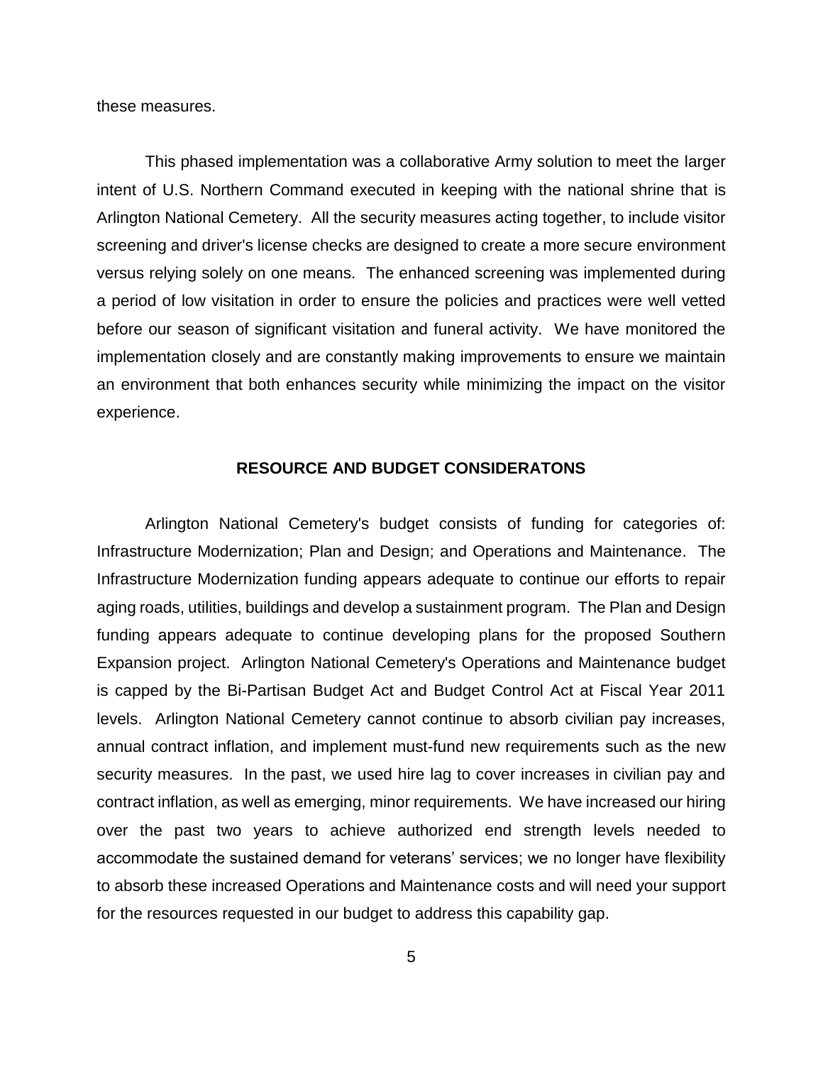these measures.

This phased implementation was a collaborative Army solution to meet the larger intent of U.S. Northern Command executed in keeping with the national shrine that is Arlington National Cemetery. All the security measures acting together, to include visitor screening and driver's license checks are designed to create a more secure environment versus relying solely on one means. The enhanced screening was implemented during a period of low visitation in order to ensure the policies and practices were well vetted before our season of significant visitation and funeral activity. We have monitored the implementation closely and are constantly making improvements to ensure we maintain an environment that both enhances security while minimizing the impact on the visitor experience.

## RESOURCE AND BUDGET CONSIDERATONS

Arlington National Cemetery's budget consists of funding for categories of: Infrastructure Modernization; Plan and Design; and Operations and Maintenance. The Infrastructure Modernization funding appears adequate to continue our efforts to repair aging roads, utilities, buildings and develop a sustainment program. The Plan and Design funding appears adequate to continue developing plans for the proposed Southern Expansion project. Arlington National Cemetery's Operations and Maintenance budget is capped by the Bi-Partisan Budget Act and Budget Control Act at Fiscal Year 2011 levels. Arlington National Cemetery cannot continue to absorb civilian pay increases, annual contract inflation, and implement must-fund new requirements such as the new security measures. In the past, we used hire lag to cover increases in civilian pay and contract inflation, as well as emerging, minor requirements. We have increased our hiring over the past two years to achieve authorized end strength levels needed to accommodate the sustained demand for veterans' services; we no longer have flexibility to absorb these increased Operations and Maintenance costs and will need your support for the resources requested in our budget to address this capability gap.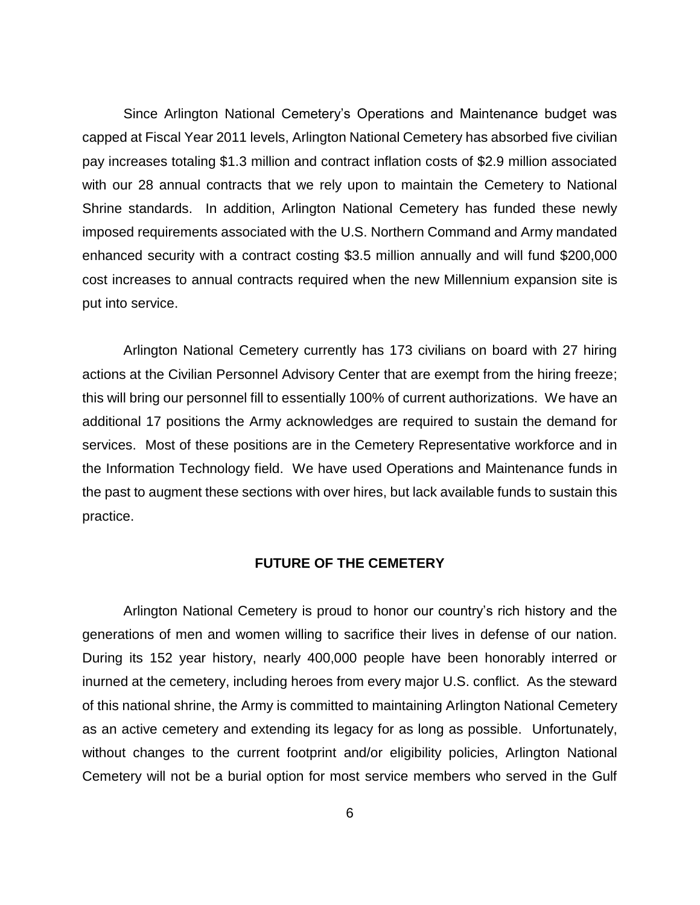Since Arlington National Cemetery's Operations and Maintenance budget was capped at Fiscal Year 2011 levels, Arlington National Cemetery has absorbed five civilian pay increases totaling $1.3 million and contract inflation costs of $2.9 million associated with our 28 annual contracts that we rely upon to maintain the Cemetery to National Shrine standards. In addition, Arlington National Cemetery has funded these newly imposed requirements associated with the U.S. Northern Command and Army mandated enhanced security with a contract costing $3.5 million annually and will fund $200,000 cost increases to annual contracts required when the new Millennium expansion site is put into service.

Arlington National Cemetery currently has 173 civilians on board with 27 hiring actions at the Civilian Personnel Advisory Center that are exempt from the hiring freeze; this will bring our personnel fill to essentially 100% of current authorizations. We have an additional 17 positions the Army acknowledges are required to sustain the demand for services. Most of these positions are in the Cemetery Representative workforce and in the Information Technology field. We have used Operations and Maintenance funds in the past to augment these sections with over hires, but lack available funds to sustain this practice.

## FUTURE OF THE CEMETERY

Arlington National Cemetery is proud to honor our country's rich history and the generations of men and women willing to sacrifice their lives in defense of our nation. During its 152 year history, nearly 400,000 people have been honorably interred or inurned at the cemetery, including heroes from every major U.S. conflict. As the steward of this national shrine, the Army is committed to maintaining Arlington National Cemetery as an active cemetery and extending its legacy for as long as possible. Unfortunately, without changes to the current footprint and/or eligibility policies, Arlington National Cemetery will not be a burial option for most service members who served in the Gulf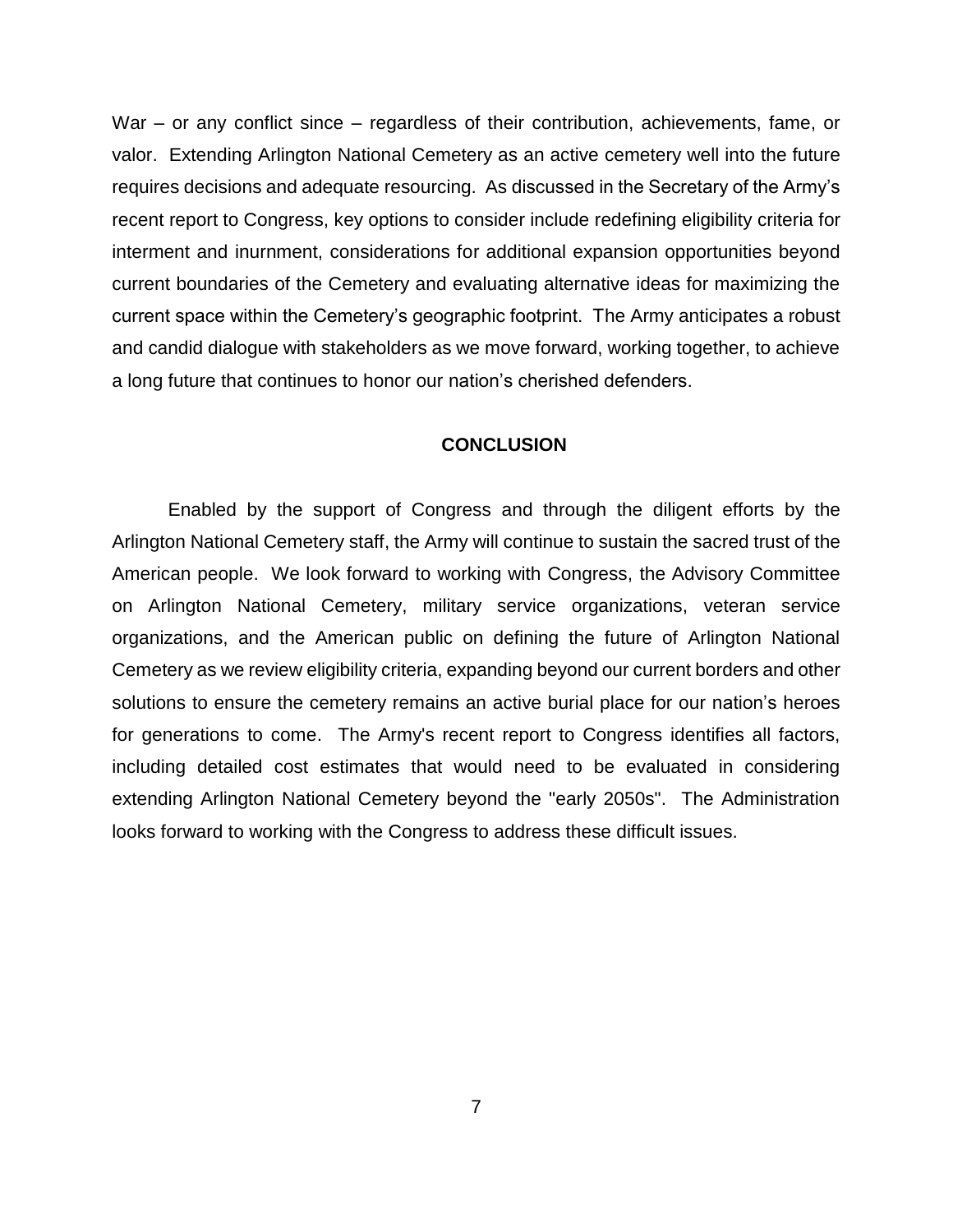War – or any conflict since – regardless of their contribution, achievements, fame, or valor. Extending Arlington National Cemetery as an active cemetery well into the future requires decisions and adequate resourcing. As discussed in the Secretary of the Army's recent report to Congress, key options to consider include redefining eligibility criteria for interment and inurnment, considerations for additional expansion opportunities beyond current boundaries of the Cemetery and evaluating alternative ideas for maximizing the current space within the Cemetery's geographic footprint. The Army anticipates a robust and candid dialogue with stakeholders as we move forward, working together, to achieve a long future that continues to honor our nation's cherished defenders.

## CONCLUSION

Enabled by the support of Congress and through the diligent efforts by the Arlington National Cemetery staff, the Army will continue to sustain the sacred trust of the American people. We look forward to working with Congress, the Advisory Committee on Arlington National Cemetery, military service organizations, veteran service organizations, and the American public on defining the future of Arlington National Cemetery as we review eligibility criteria, expanding beyond our current borders and other solutions to ensure the cemetery remains an active burial place for our nation's heroes for generations to come. The Army's recent report to Congress identifies all factors, including detailed cost estimates that would need to be evaluated in considering extending Arlington National Cemetery beyond the "early 2050s". The Administration looks forward to working with the Congress to address these difficult issues.